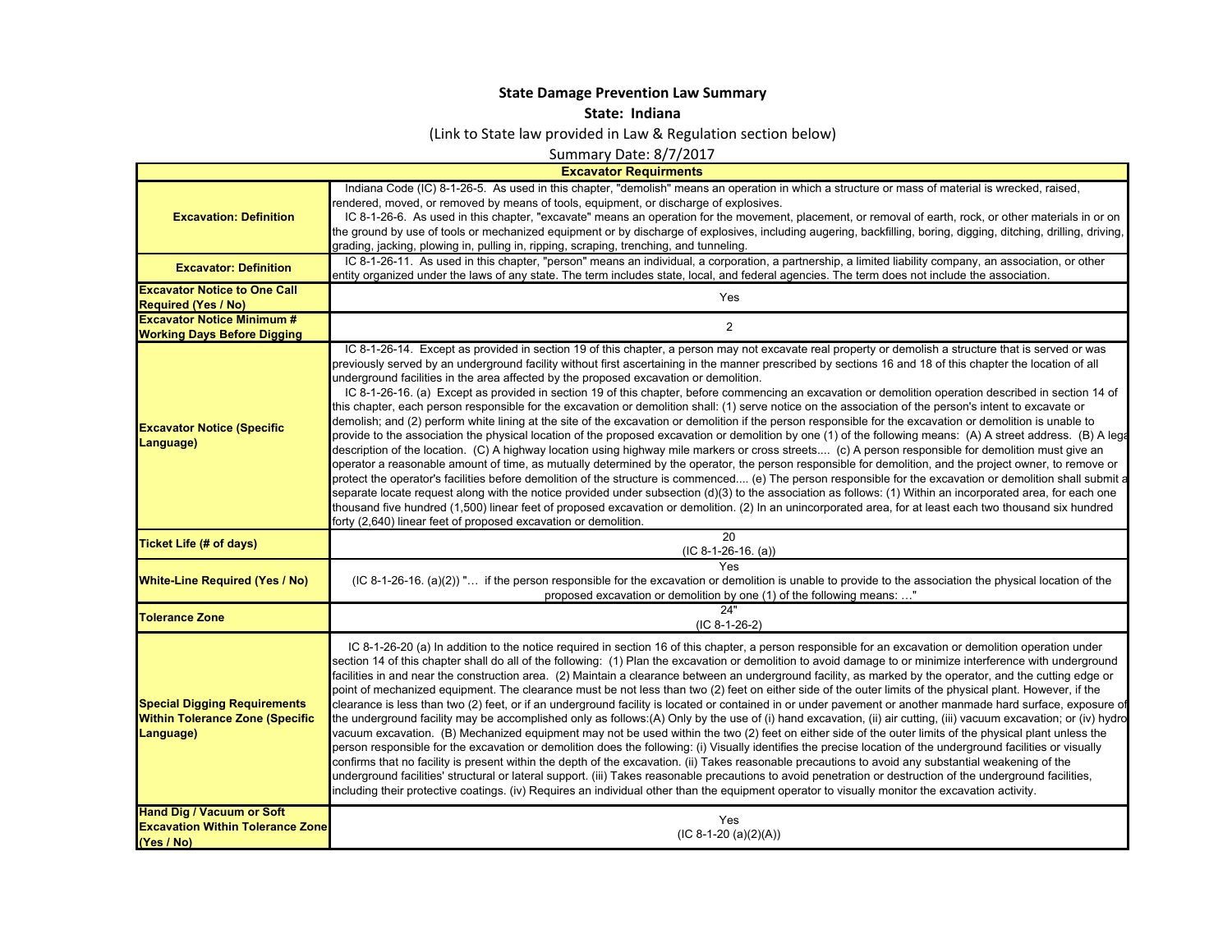**State Damage Prevention Law Summary**

**State: Indiana**

(Link to State law provided in Law & Regulation section below)

Summary Date: 8/7/2017

| **Excavator Requirments** | |
|---|---|
| **Excavation: Definition** | Indiana Code (IC) 8-1-26-5. As used in this chapter, "demolish" means an operation in which a structure or mass of material is wrecked, raised, rendered, moved, or removed by means of tools, equipment, or discharge of explosives. IC 8-1-26-6. As used in this chapter, "excavate" means an operation for the movement, placement, or removal of earth, rock, or other materials in or on the ground by use of tools or mechanized equipment or by discharge of explosives, including augering, backfilling, boring, digging, ditching, drilling, driving, grading, jacking, plowing in, pulling in, ripping, scraping, trenching, and tunneling. |
| **Excavator: Definition** | IC 8-1-26-11. As used in this chapter, "person" means an individual, a corporation, a partnership, a limited liability company, an association, or other entity organized under the laws of any state. The term includes state, local, and federal agencies. The term does not include the association. |
| **Excavator Notice to One Call Required (Yes / No)** | Yes |
| **Excavator Notice Minimum # Working Days Before Digging** | 2 |
| **Excavator Notice (Specific Language)** | IC 8-1-26-14. Except as provided in section 19 of this chapter, a person may not excavate real property or demolish a structure that is served or was previously served by an underground facility without first ascertaining in the manner prescribed by sections 16 and 18 of this chapter the location of all underground facilities in the area affected by the proposed excavation or demolition. IC 8-1-26-16. (a) Except as provided in section 19 of this chapter, before commencing an excavation or demolition operation described in section 14 of this chapter, each person responsible for the excavation or demolition shall: (1) serve notice on the association of the person's intent to excavate or demolish; and (2) perform white lining at the site of the excavation or demolition if the person responsible for the excavation or demolition is unable to provide to the association the physical location of the proposed excavation or demolition by one (1) of the following means: (A) A street address. (B) A legal description of the location. (C) A highway location using highway mile markers or cross streets.... (c) A person responsible for demolition must give an operator a reasonable amount of time, as mutually determined by the operator, the person responsible for demolition, and the project owner, to remove or protect the operator's facilities before demolition of the structure is commenced.... (e) The person responsible for the excavation or demolition shall submit a separate locate request along with the notice provided under subsection (d)(3) to the association as follows: (1) Within an incorporated area, for each one thousand five hundred (1,500) linear feet of proposed excavation or demolition. (2) In an unincorporated area, for at least each two thousand six hundred forty (2,640) linear feet of proposed excavation or demolition. |
| **Ticket Life (# of days)** | 20 (IC 8-1-26-16. (a)) |
| **White-Line Required (Yes / No)** | Yes (IC 8-1-26-16. (a)(2)) "… if the person responsible for the excavation or demolition is unable to provide to the association the physical location of the proposed excavation or demolition by one (1) of the following means: …" |
| **Tolerance Zone** | 24" (IC 8-1-26-2) |
| **Special Digging Requirements Within Tolerance Zone (Specific Language)** | IC 8-1-26-20 (a) In addition to the notice required in section 16 of this chapter, a person responsible for an excavation or demolition operation under section 14 of this chapter shall do all of the following: (1) Plan the excavation or demolition to avoid damage to or minimize interference with underground facilities in and near the construction area. (2) Maintain a clearance between an underground facility, as marked by the operator, and the cutting edge or point of mechanized equipment. The clearance must be not less than two (2) feet on either side of the outer limits of the physical plant. However, if the clearance is less than two (2) feet, or if an underground facility is located or contained in or under pavement or another manmade hard surface, exposure of the underground facility may be accomplished only as follows:(A) Only by the use of (i) hand excavation, (ii) air cutting, (iii) vacuum excavation; or (iv) hydro vacuum excavation. (B) Mechanized equipment may not be used within the two (2) feet on either side of the outer limits of the physical plant unless the person responsible for the excavation or demolition does the following: (i) Visually identifies the precise location of the underground facilities or visually confirms that no facility is present within the depth of the excavation. (ii) Takes reasonable precautions to avoid any substantial weakening of the underground facilities' structural or lateral support. (iii) Takes reasonable precautions to avoid penetration or destruction of the underground facilities, including their protective coatings. (iv) Requires an individual other than the equipment operator to visually monitor the excavation activity. |
| **Hand Dig / Vacuum or Soft Excavation Within Tolerance Zone (Yes / No)** | Yes (IC 8-1-20 (a)(2)(A)) |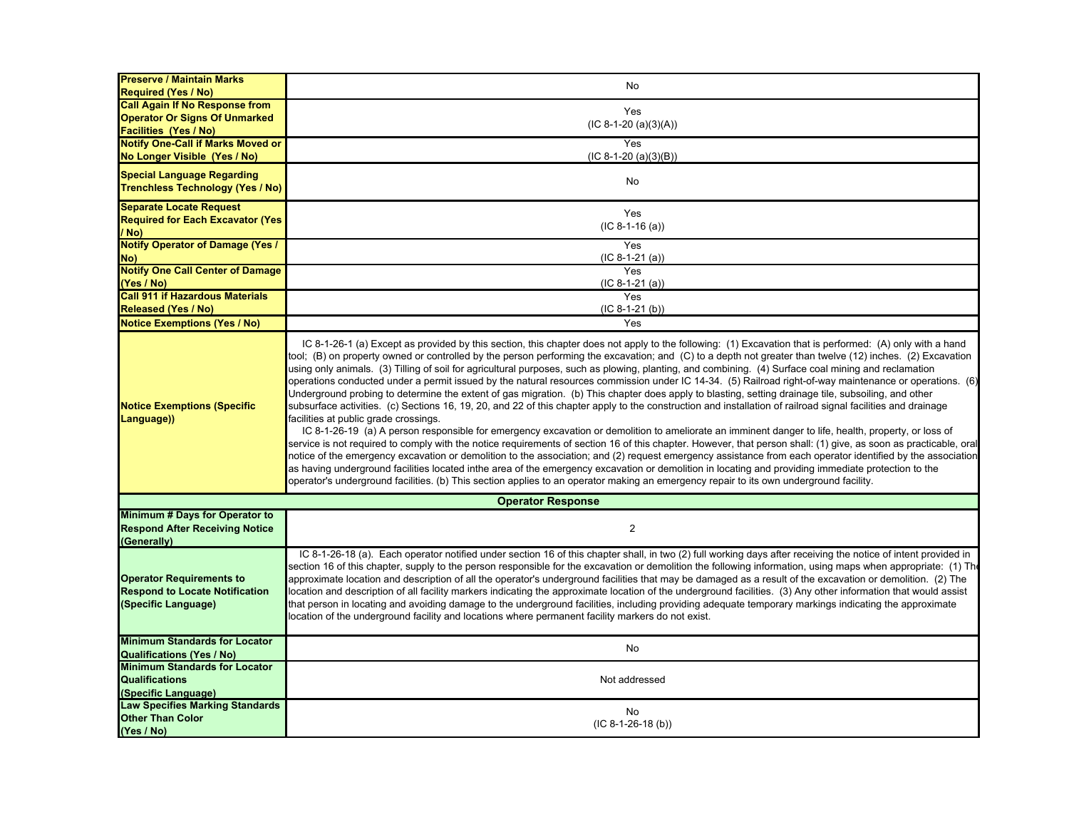| | |
|---|---|
| **Preserve / Maintain Marks Required (Yes / No)** | No |
| **Call Again If No Response from Operator Or Signs Of Unmarked Facilities (Yes / No)** | Yes (IC 8-1-20 (a)(3)(A)) |
| **Notify One-Call if Marks Moved or No Longer Visible (Yes / No)** | Yes (IC 8-1-20 (a)(3)(B)) |
| **Special Language Regarding Trenchless Technology (Yes / No)** | No |
| **Separate Locate Request Required for Each Excavator (Yes / No)** | Yes (IC 8-1-16 (a)) |
| **Notify Operator of Damage (Yes / No)** | Yes (IC 8-1-21 (a)) |
| **Notify One Call Center of Damage (Yes / No)** | Yes (IC 8-1-21 (a)) |
| **Call 911 if Hazardous Materials Released (Yes / No)** | Yes (IC 8-1-21 (b)) |
| **Notice Exemptions (Yes / No)** | Yes |
| **Notice Exemptions (Specific Language))** | IC 8-1-26-1 (a) Except as provided by this section, this chapter does not apply to the following: (1) Excavation that is performed: (A) only with a hand tool; (B) on property owned or controlled by the person performing the excavation; and (C) to a depth not greater than twelve (12) inches. (2) Excavation using only animals. (3) Tilling of soil for agricultural purposes, such as plowing, planting, and combining. (4) Surface coal mining and reclamation operations conducted under a permit issued by the natural resources commission under IC 14-34. (5) Railroad right-of-way maintenance or operations. (6) Underground probing to determine the extent of gas migration. (b) This chapter does apply to blasting, setting drainage tile, subsoiling, and other subsurface activities. (c) Sections 16, 19, 20, and 22 of this chapter apply to the construction and installation of railroad signal facilities and drainage facilities at public grade crossings. IC 8-1-26-19 (a) A person responsible for emergency excavation or demolition to ameliorate an imminent danger to life, health, property, or loss of service is not required to comply with the notice requirements of section 16 of this chapter. However, that person shall: (1) give, as soon as practicable, oral notice of the emergency excavation or demolition to the association; and (2) request emergency assistance from each operator identified by the association as having underground facilities located inthe area of the emergency excavation or demolition in locating and providing immediate protection to the operator's underground facilities. (b) This section applies to an operator making an emergency repair to its own underground facility. |
| **Operator Response** | |
| **Minimum # Days for Operator to Respond After Receiving Notice (Generally)** | 2 |
| **Operator Requirements to Respond to Locate Notification (Specific Language)** | IC 8-1-26-18 (a). Each operator notified under section 16 of this chapter shall, in two (2) full working days after receiving the notice of intent provided in section 16 of this chapter, supply to the person responsible for the excavation or demolition the following information, using maps when appropriate: (1) The approximate location and description of all the operator's underground facilities that may be damaged as a result of the excavation or demolition. (2) The location and description of all facility markers indicating the approximate location of the underground facilities. (3) Any other information that would assist that person in locating and avoiding damage to the underground facilities, including providing adequate temporary markings indicating the approximate location of the underground facility and locations where permanent facility markers do not exist. |
| **Minimum Standards for Locator Qualifications (Yes / No)** | No |
| **Minimum Standards for Locator Qualifications (Specific Language)** | Not addressed |
| **Law Specifies Marking Standards Other Than Color (Yes / No)** | No (IC 8-1-26-18 (b)) |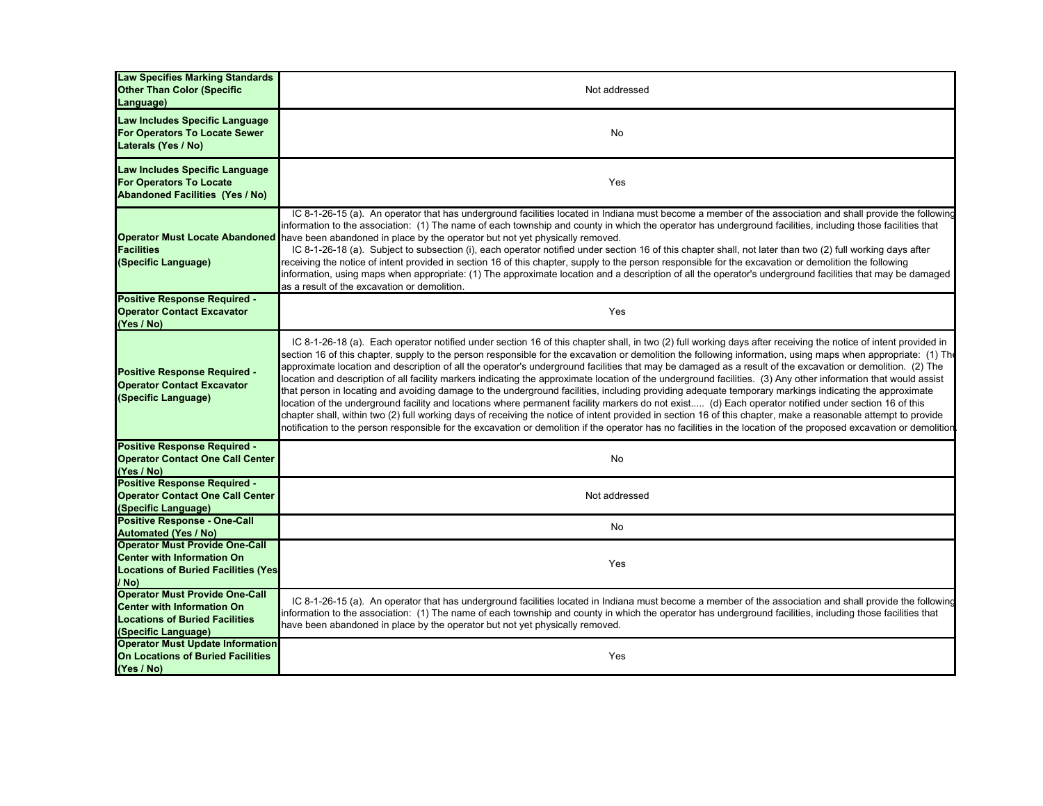| | |
|---|---|
| **Law Specifies Marking Standards Other Than Color (Specific Language)** | Not addressed |
| **Law Includes Specific Language For Operators To Locate Sewer Laterals (Yes / No)** | No |
| **Law Includes Specific Language For Operators To Locate Abandoned Facilities (Yes / No)** | Yes |
| **Operator Must Locate Abandoned Facilities (Specific Language)** | IC 8-1-26-15 (a). An operator that has underground facilities located in Indiana must become a member of the association and shall provide the following information to the association: (1) The name of each township and county in which the operator has underground facilities, including those facilities that have been abandoned in place by the operator but not yet physically removed. IC 8-1-26-18 (a). Subject to subsection (i), each operator notified under section 16 of this chapter shall, not later than two (2) full working days after receiving the notice of intent provided in section 16 of this chapter, supply to the person responsible for the excavation or demolition the following information, using maps when appropriate: (1) The approximate location and a description of all the operator's underground facilities that may be damaged as a result of the excavation or demolition. |
| **Positive Response Required - Operator Contact Excavator (Yes / No)** | Yes |
| **Positive Response Required - Operator Contact Excavator (Specific Language)** | IC 8-1-26-18 (a). Each operator notified under section 16 of this chapter shall, in two (2) full working days after receiving the notice of intent provided in section 16 of this chapter, supply to the person responsible for the excavation or demolition the following information, using maps when appropriate: (1) The approximate location and description of all the operator's underground facilities that may be damaged as a result of the excavation or demolition. (2) The location and description of all facility markers indicating the approximate location of the underground facilities. (3) Any other information that would assist that person in locating and avoiding damage to the underground facilities, including providing adequate temporary markings indicating the approximate location of the underground facility and locations where permanent facility markers do not exist..... (d) Each operator notified under section 16 of this chapter shall, within two (2) full working days of receiving the notice of intent provided in section 16 of this chapter, make a reasonable attempt to provide notification to the person responsible for the excavation or demolition if the operator has no facilities in the location of the proposed excavation or demolition. |
| **Positive Response Required - Operator Contact One Call Center (Yes / No)** | No |
| **Positive Response Required - Operator Contact One Call Center (Specific Language)** | Not addressed |
| **Positive Response - One-Call Automated (Yes / No)** | No |
| **Operator Must Provide One-Call Center with Information On Locations of Buried Facilities (Yes / No)** | Yes |
| **Operator Must Provide One-Call Center with Information On Locations of Buried Facilities (Specific Language)** | IC 8-1-26-15 (a). An operator that has underground facilities located in Indiana must become a member of the association and shall provide the following information to the association: (1) The name of each township and county in which the operator has underground facilities, including those facilities that have been abandoned in place by the operator but not yet physically removed. |
| **Operator Must Update Information On Locations of Buried Facilities (Yes / No)** | Yes |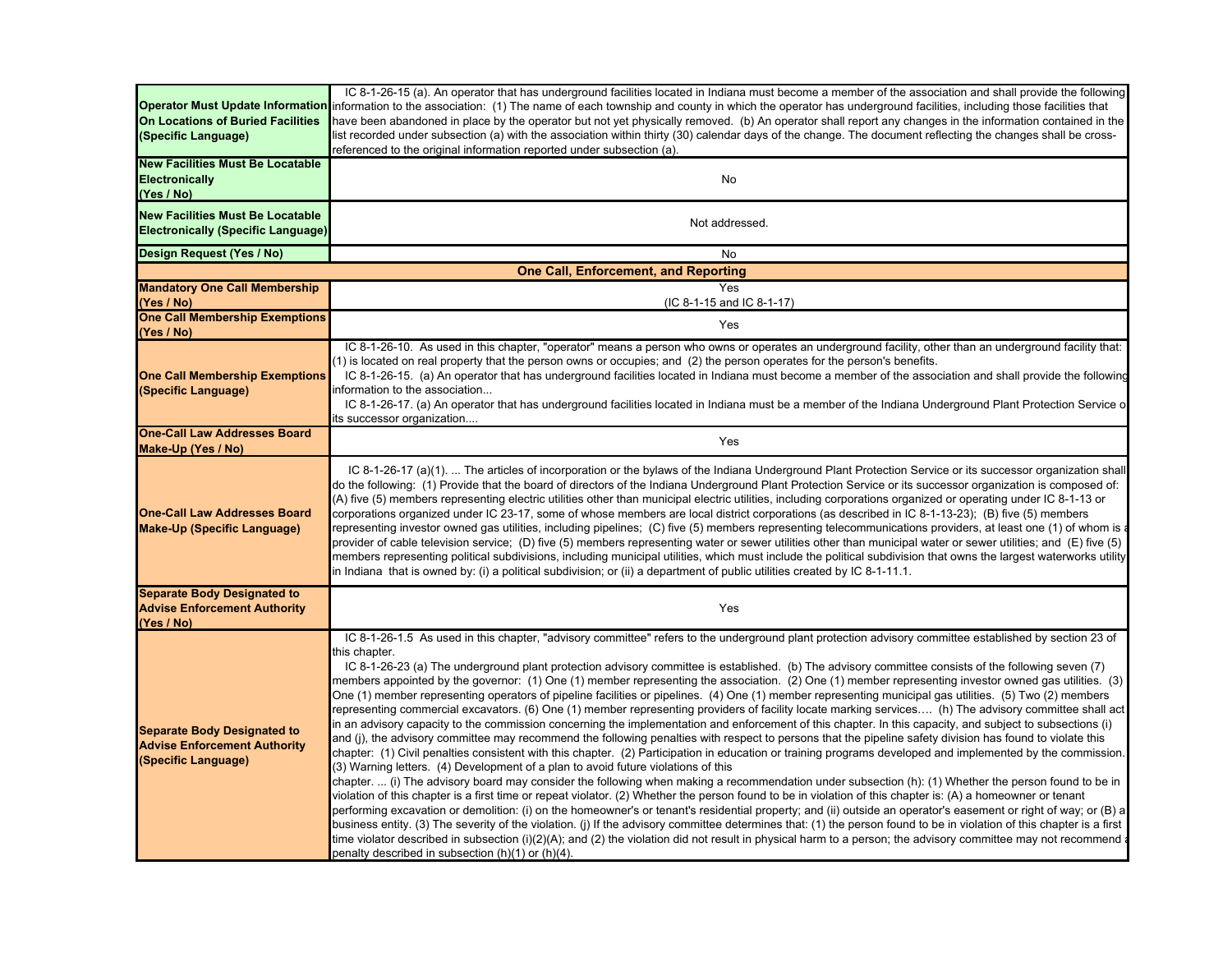| | |
|---|---|
| **Operator Must Update Information On Locations of Buried Facilities (Specific Language)** | IC 8-1-26-15 (a). An operator that has underground facilities located in Indiana must become a member of the association and shall provide the following information to the association: (1) The name of each township and county in which the operator has underground facilities, including those facilities that have been abandoned in place by the operator but not yet physically removed. (b) An operator shall report any changes in the information contained in the list recorded under subsection (a) with the association within thirty (30) calendar days of the change. The document reflecting the changes shall be cross-referenced to the original information reported under subsection (a). |
| **New Facilities Must Be Locatable Electronically (Yes / No)** | No |
| **New Facilities Must Be Locatable Electronically (Specific Language)** | Not addressed. |
| **Design Request (Yes / No)** | No |
| **One Call, Enforcement, and Reporting** | |
| **Mandatory One Call Membership (Yes / No)** | Yes (IC 8-1-15 and IC 8-1-17) |
| **One Call Membership Exemptions (Yes / No)** | Yes |
| **One Call Membership Exemptions (Specific Language)** | IC 8-1-26-10. As used in this chapter, "operator" means a person who owns or operates an underground facility, other than an underground facility that: (1) is located on real property that the person owns or occupies; and (2) the person operates for the person's benefits. IC 8-1-26-15. (a) An operator that has underground facilities located in Indiana must become a member of the association and shall provide the following information to the association... IC 8-1-26-17. (a) An operator that has underground facilities located in Indiana must be a member of the Indiana Underground Plant Protection Service or its successor organization.... |
| **One-Call Law Addresses Board Make-Up (Yes / No)** | Yes |
| **One-Call Law Addresses Board Make-Up (Specific Language)** | IC 8-1-26-17 (a)(1). ... The articles of incorporation or the bylaws of the Indiana Underground Plant Protection Service or its successor organization shall do the following: (1) Provide that the board of directors of the Indiana Underground Plant Protection Service or its successor organization is composed of: (A) five (5) members representing electric utilities other than municipal electric utilities, including corporations organized or operating under IC 8-1-13 or corporations organized under IC 23-17, some of whose members are local district corporations (as described in IC 8-1-13-23); (B) five (5) members representing investor owned gas utilities, including pipelines; (C) five (5) members representing telecommunications providers, at least one (1) of whom is a provider of cable television service; (D) five (5) members representing water or sewer utilities other than municipal water or sewer utilities; and (E) five (5) members representing political subdivisions, including municipal utilities, which must include the political subdivision that owns the largest waterworks utility in Indiana that is owned by: (i) a political subdivision; or (ii) a department of public utilities created by IC 8-1-11.1. |
| **Separate Body Designated to Advise Enforcement Authority (Yes / No)** | Yes |
| **Separate Body Designated to Advise Enforcement Authority (Specific Language)** | IC 8-1-26-1.5 As used in this chapter, "advisory committee" refers to the underground plant protection advisory committee established by section 23 of this chapter. IC 8-1-26-23 (a) The underground plant protection advisory committee is established. (b) The advisory committee consists of the following seven (7) members appointed by the governor: (1) One (1) member representing the association. (2) One (1) member representing investor owned gas utilities. (3) One (1) member representing operators of pipeline facilities or pipelines. (4) One (1) member representing municipal gas utilities. (5) Two (2) members representing commercial excavators. (6) One (1) member representing providers of facility locate marking services.... (h) The advisory committee shall act in an advisory capacity to the commission concerning the implementation and enforcement of this chapter. In this capacity, and subject to subsections (i) and (j), the advisory committee may recommend the following penalties with respect to persons that the pipeline safety division has found to violate this chapter: (1) Civil penalties consistent with this chapter. (2) Participation in education or training programs developed and implemented by the commission. (3) Warning letters. (4) Development of a plan to avoid future violations of this chapter. ... (i) The advisory board may consider the following when making a recommendation under subsection (h): (1) Whether the person found to be in violation of this chapter is a first time or repeat violator. (2) Whether the person found to be in violation of this chapter is: (A) a homeowner or tenant performing excavation or demolition: (i) on the homeowner's or tenant's residential property; and (ii) outside an operator's easement or right of way; or (B) a business entity. (3) The severity of the violation. (j) If the advisory committee determines that: (1) the person found to be in violation of this chapter is a first time violator described in subsection (i)(2)(A); and (2) the violation did not result in physical harm to a person; the advisory committee may not recommend a penalty described in subsection (h)(1) or (h)(4). |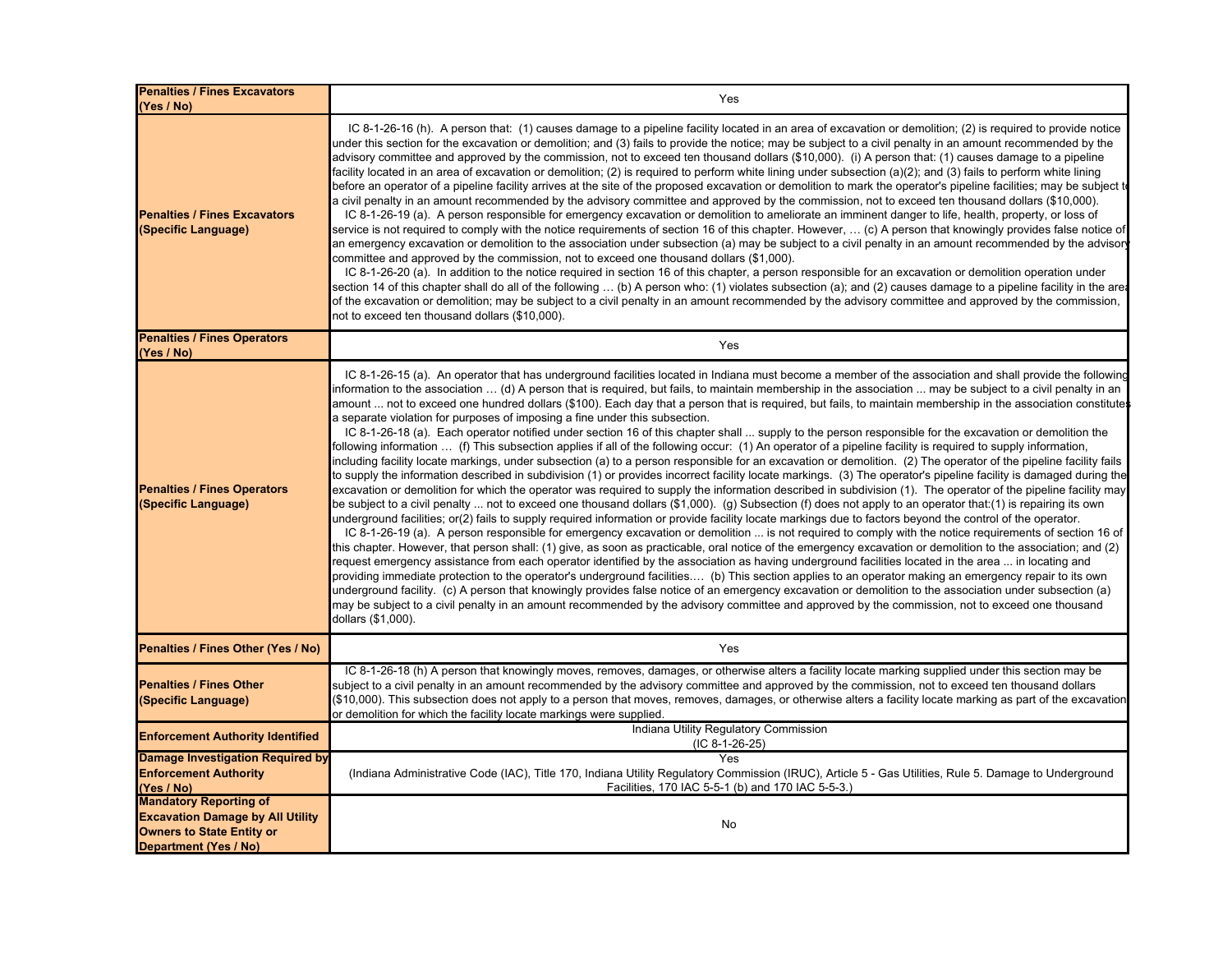| | |
|---|---|
| **Penalties / Fines Excavators (Yes / No)** | Yes |
| **Penalties / Fines Excavators (Specific Language)** | IC 8-1-26-16 (h). A person that: (1) causes damage to a pipeline facility located in an area of excavation or demolition; (2) is required to provide notice under this section for the excavation or demolition; and (3) fails to provide the notice; may be subject to a civil penalty in an amount recommended by the advisory committee and approved by the commission, not to exceed ten thousand dollars ($10,000). (i) A person that: (1) causes damage to a pipeline facility located in an area of excavation or demolition; (2) is required to perform white lining under subsection (a)(2); and (3) fails to perform white lining before an operator of a pipeline facility arrives at the site of the proposed excavation or demolition to mark the operator's pipeline facilities; may be subject to a civil penalty in an amount recommended by the advisory committee and approved by the commission, not to exceed ten thousand dollars ($10,000).<br>IC 8-1-26-19 (a). A person responsible for emergency excavation or demolition to ameliorate an imminent danger to life, health, property, or loss of service is not required to comply with the notice requirements of section 16 of this chapter. However, … (c) A person that knowingly provides false notice of an emergency excavation or demolition to the association under subsection (a) may be subject to a civil penalty in an amount recommended by the advisory committee and approved by the commission, not to exceed one thousand dollars ($1,000).<br>IC 8-1-26-20 (a). In addition to the notice required in section 16 of this chapter, a person responsible for an excavation or demolition operation under section 14 of this chapter shall do all of the following … (b) A person who: (1) violates subsection (a); and (2) causes damage to a pipeline facility in the area of the excavation or demolition; may be subject to a civil penalty in an amount recommended by the advisory committee and approved by the commission, not to exceed ten thousand dollars ($10,000). |
| **Penalties / Fines Operators (Yes / No)** | Yes |
| **Penalties / Fines Operators (Specific Language)** | IC 8-1-26-15 (a). An operator that has underground facilities located in Indiana must become a member of the association and shall provide the following information to the association … (d) A person that is required, but fails, to maintain membership in the association ... may be subject to a civil penalty in an amount ... not to exceed one hundred dollars ($100). Each day that a person that is required, but fails, to maintain membership in the association constitutes a separate violation for purposes of imposing a fine under this subsection.<br>IC 8-1-26-18 (a). Each operator notified under section 16 of this chapter shall ... supply to the person responsible for the excavation or demolition the following information … (f) This subsection applies if all of the following occur: (1) An operator of a pipeline facility is required to supply information, including facility locate markings, under subsection (a) to a person responsible for an excavation or demolition. (2) The operator of the pipeline facility fails to supply the information described in subdivision (1) or provides incorrect facility locate markings. (3) The operator's pipeline facility is damaged during the excavation or demolition for which the operator was required to supply the information described in subdivision (1). The operator of the pipeline facility may be subject to a civil penalty ... not to exceed one thousand dollars ($1,000). (g) Subsection (f) does not apply to an operator that:(1) is repairing its own underground facilities; or(2) fails to supply required information or provide facility locate markings due to factors beyond the control of the operator.<br>IC 8-1-26-19 (a). A person responsible for emergency excavation or demolition ... is not required to comply with the notice requirements of section 16 of this chapter. However, that person shall: (1) give, as soon as practicable, oral notice of the emergency excavation or demolition to the association; and (2) request emergency assistance from each operator identified by the association as having underground facilities located in the area ... in locating and providing immediate protection to the operator's underground facilities.… (b) This section applies to an operator making an emergency repair to its own underground facility. (c) A person that knowingly provides false notice of an emergency excavation or demolition to the association under subsection (a) may be subject to a civil penalty in an amount recommended by the advisory committee and approved by the commission, not to exceed one thousand dollars ($1,000). |
| **Penalties / Fines Other (Yes / No)** | Yes |
| **Penalties / Fines Other (Specific Language)** | IC 8-1-26-18 (h) A person that knowingly moves, removes, damages, or otherwise alters a facility locate marking supplied under this section may be subject to a civil penalty in an amount recommended by the advisory committee and approved by the commission, not to exceed ten thousand dollars ($10,000). This subsection does not apply to a person that moves, removes, damages, or otherwise alters a facility locate marking as part of the excavation or demolition for which the facility locate markings were supplied. |
| **Enforcement Authority Identified** | Indiana Utility Regulatory Commission (IC 8-1-26-25) |
| **Damage Investigation Required by Enforcement Authority (Yes / No)** | Yes (Indiana Administrative Code (IAC), Title 170, Indiana Utility Regulatory Commission (IRUC), Article 5 - Gas Utilities, Rule 5. Damage to Underground Facilities, 170 IAC 5-5-1 (b) and 170 IAC 5-5-3.) |
| **Mandatory Reporting of Excavation Damage by All Utility Owners to State Entity or Department (Yes / No)** | No |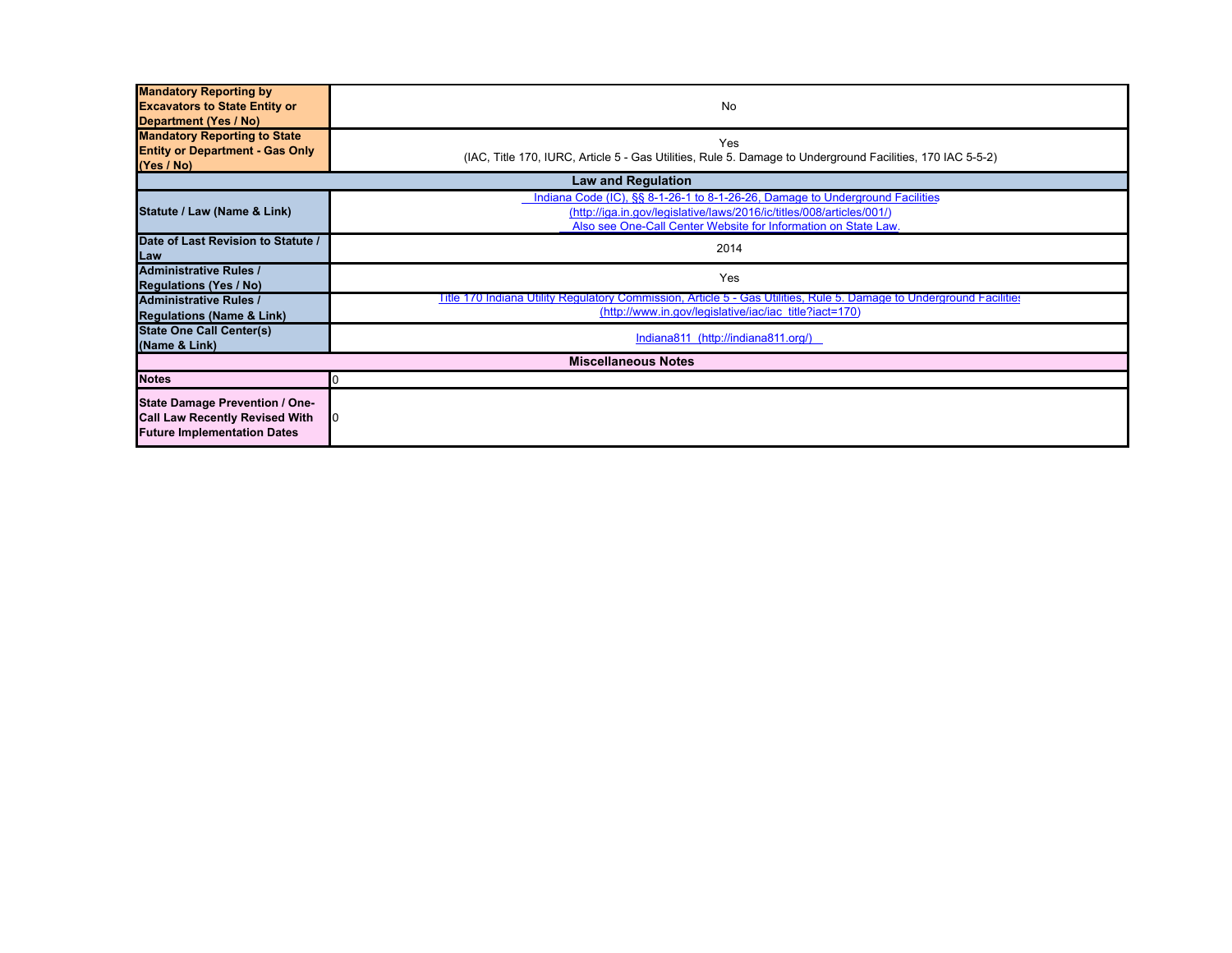| | |
|---|---|
| **Mandatory Reporting by Excavators to State Entity or Department (Yes / No)** | No |
| **Mandatory Reporting to State Entity or Department - Gas Only (Yes / No)** | Yes<br>(IAC, Title 170, IURC, Article 5 - Gas Utilities, Rule 5. Damage to Underground Facilities, 170 IAC 5-5-2) |
| **Law and Regulation** | |
| **Statute / Law (Name & Link)** | Indiana Code (IC), §§ 8-1-26-1 to 8-1-26-26, Damage to Underground Facilities<br>(http://iga.in.gov/legislative/laws/2016/ic/titles/008/articles/001/)<br>Also see One-Call Center Website for Information on State Law. |
| **Date of Last Revision to Statute / Law** | 2014 |
| **Administrative Rules / Regulations (Yes / No)** | Yes |
| **Administrative Rules / Regulations (Name & Link)** | Title 170 Indiana Utility Regulatory Commission, Article 5 - Gas Utilities, Rule 5. Damage to Underground Facilities<br>(http://www.in.gov/legislative/iac/iac_title?iact=170) |
| **State One Call Center(s) (Name & Link)** | Indiana811 (http://indiana811.org/) |
| **Miscellaneous Notes** | |
| **Notes** | 0 |
| **State Damage Prevention / One-Call Law Recently Revised With Future Implementation Dates** | 0 |